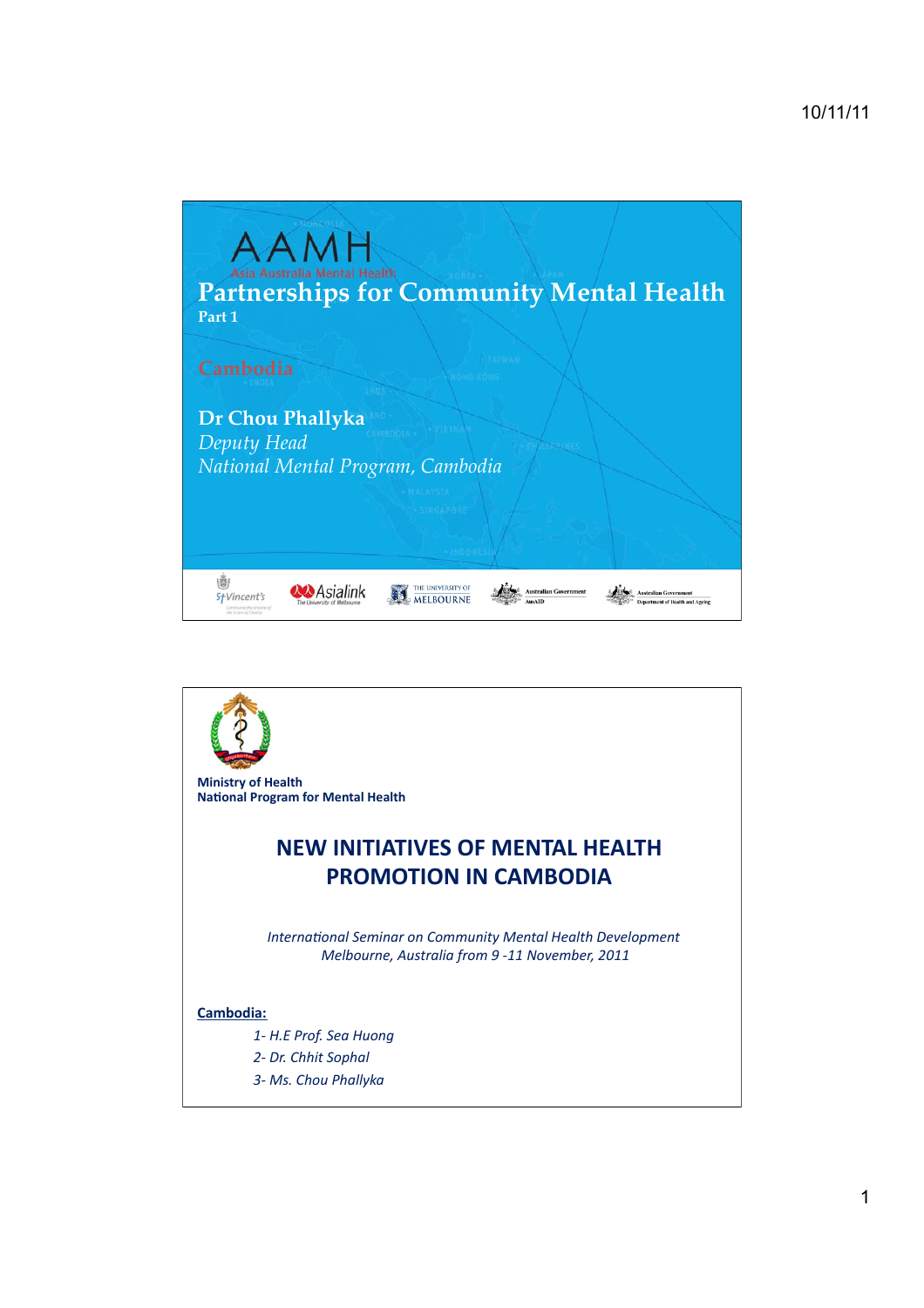# AAMH

Asia Australia Mental Health

## Partnerships for Community Mental Health

**Part 1**

Cambodia

**Dr Chou Phallyka**

*Deputy Head*

*National Mental Program, Cambodia*

St Vincent's | Asialink The University of Melbourne | The University of Melbourne | Australian Government AusAID | Australian Government Department of Health and Ageing

---

**Ministry of Health**
**National Program for Mental Health**

## NEW INITIATIVES OF MENTAL HEALTH PROMOTION IN CAMBODIA

*International Seminar on Community Mental Health Development*
*Melbourne, Australia from 9 -11 November, 2011*

**Cambodia:**

1- *H.E Prof. Sea Huong*
2- *Dr. Chhit Sophal*
3- *Ms. Chou Phallyka*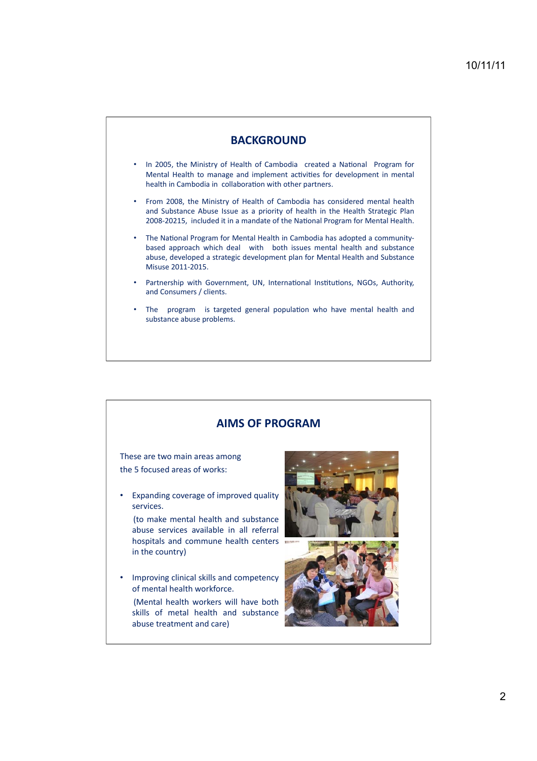## BACKGROUND

- In 2005, the Ministry of Health of Cambodia created a National Program for Mental Health to manage and implement activities for development in mental health in Cambodia in collaboration with other partners.
- From 2008, the Ministry of Health of Cambodia has considered mental health and Substance Abuse Issue as a priority of health in the Health Strategic Plan 2008-20215, included it in a mandate of the National Program for Mental Health.
- The National Program for Mental Health in Cambodia has adopted a community-based approach which deal with both issues mental health and substance abuse, developed a strategic development plan for Mental Health and Substance Misuse 2011-2015.
- Partnership with Government, UN, International Institutions, NGOs, Authority, and Consumers / clients.
- The program is targeted general population who have mental health and substance abuse problems.

## AIMS OF PROGRAM

These are two main areas among the 5 focused areas of works:

- Expanding coverage of improved quality services.
  (to make mental health and substance abuse services available in all referral hospitals and commune health centers in the country)
- Improving clinical skills and competency of mental health workforce.
  (Mental health workers will have both skills of metal health and substance abuse treatment and care)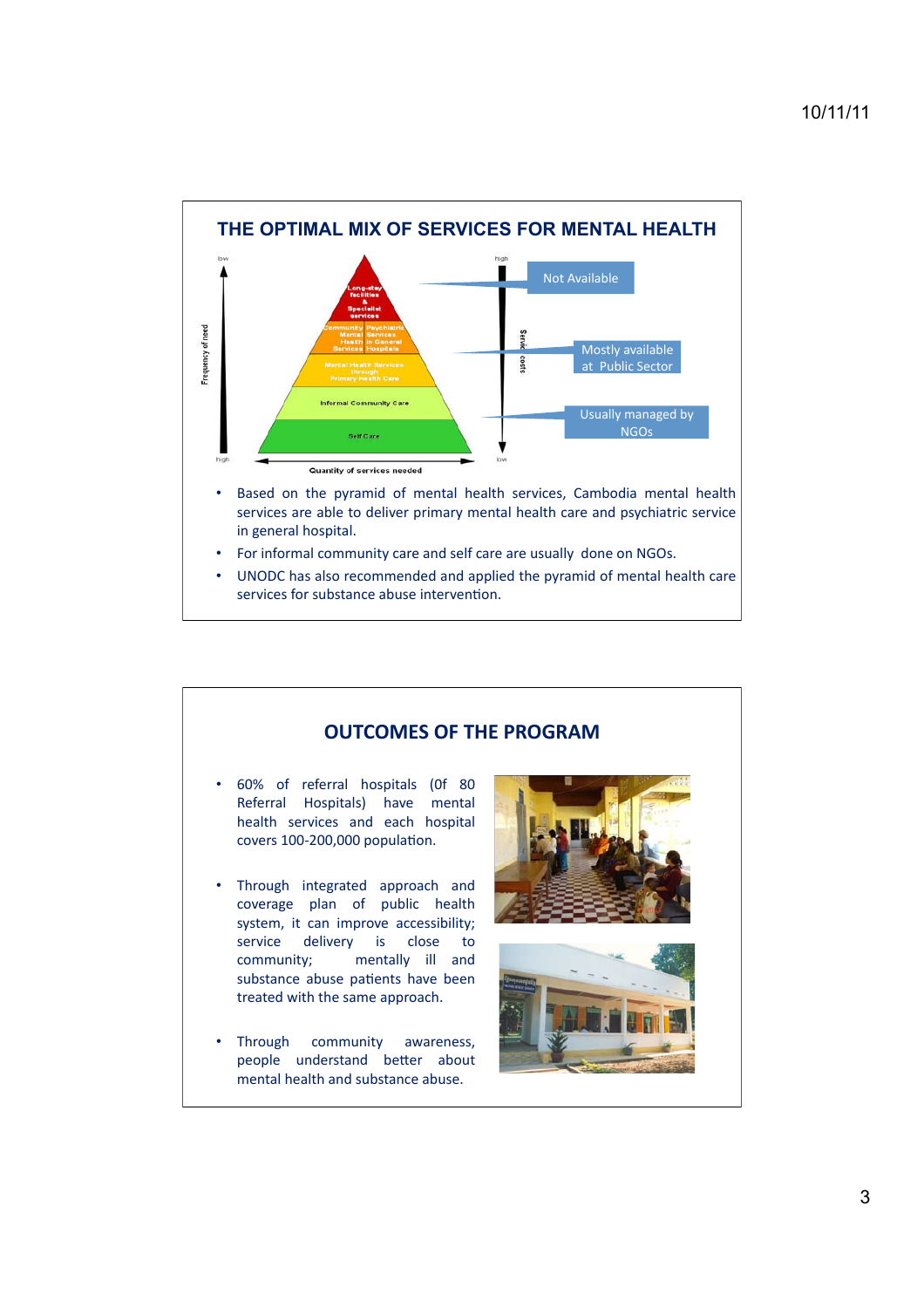## THE OPTIMAL MIX OF SERVICES FOR MENTAL HEALTH

- Long-stay facilities & Specialist services — Not Available
- Community Mental Health Services / Psychiatric Services in General Hospitals — Mostly available at Public Sector
- Mental Health Services through Primary Health Care — Mostly available at Public Sector
- Informal Community Care — Usually managed by NGOs
- Self Care — Usually managed by NGOs

Frequency of need: low (top) to high (bottom). Service costs: high (top) to low (bottom). Quantity of services needed increases toward the base of the pyramid.

- Based on the pyramid of mental health services, Cambodia mental health services are able to deliver primary mental health care and psychiatric service in general hospital.
- For informal community care and self care are usually done on NGOs.
- UNODC has also recommended and applied the pyramid of mental health care services for substance abuse intervention.

## OUTCOMES OF THE PROGRAM

- 60% of referral hospitals (0f 80 Referral Hospitals) have mental health services and each hospital covers 100-200,000 population.
- Through integrated approach and coverage plan of public health system, it can improve accessibility; service delivery is close to community; mentally ill and substance abuse patients have been treated with the same approach.
- Through community awareness, people understand better about mental health and substance abuse.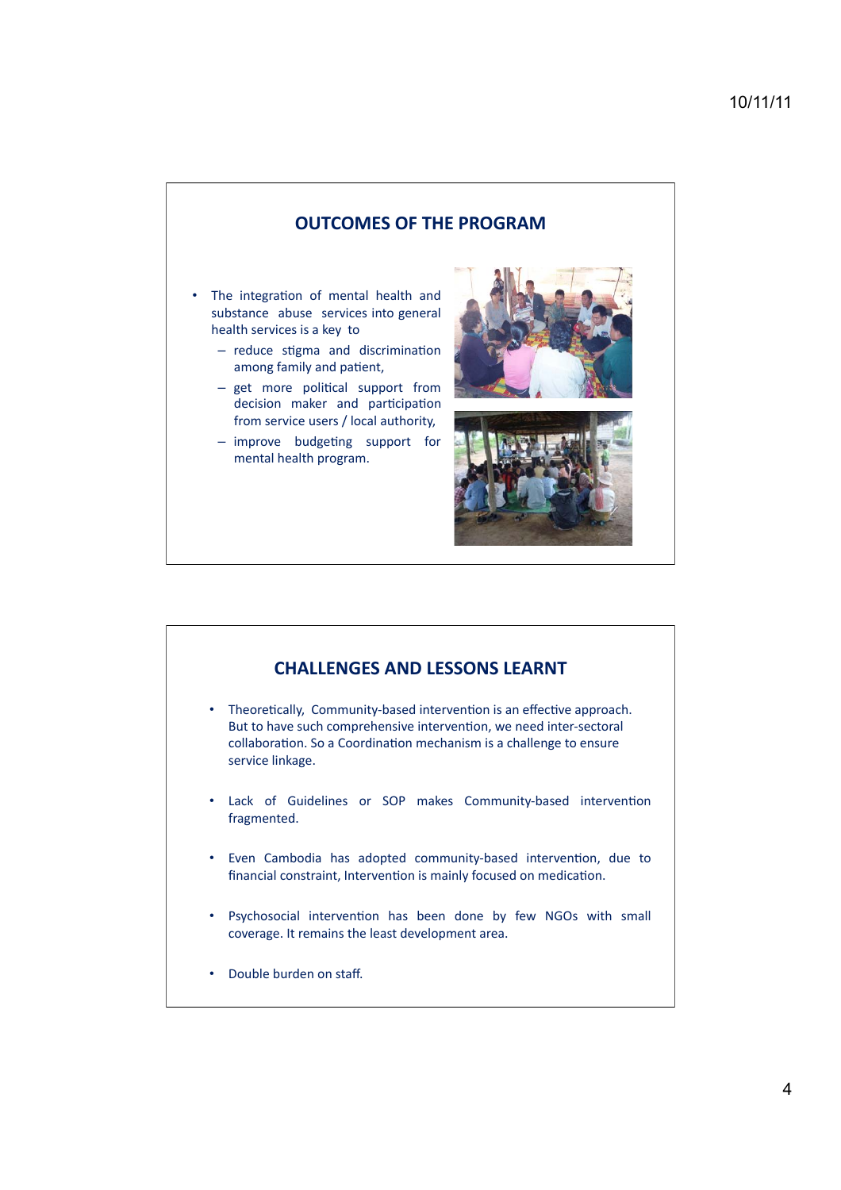## OUTCOMES OF THE PROGRAM

- The integration of mental health and substance abuse services into general health services is a key to
  - reduce stigma and discrimination among family and patient,
  - get more political support from decision maker and participation from service users / local authority,
  - improve budgeting support for mental health program.

## CHALLENGES AND LESSONS LEARNT

- Theoretically, Community-based intervention is an effective approach. But to have such comprehensive intervention, we need inter-sectoral collaboration. So a Coordination mechanism is a challenge to ensure service linkage.
- Lack of Guidelines or SOP makes Community-based intervention fragmented.
- Even Cambodia has adopted community-based intervention, due to financial constraint, Intervention is mainly focused on medication.
- Psychosocial intervention has been done by few NGOs with small coverage. It remains the least development area.
- Double burden on staff.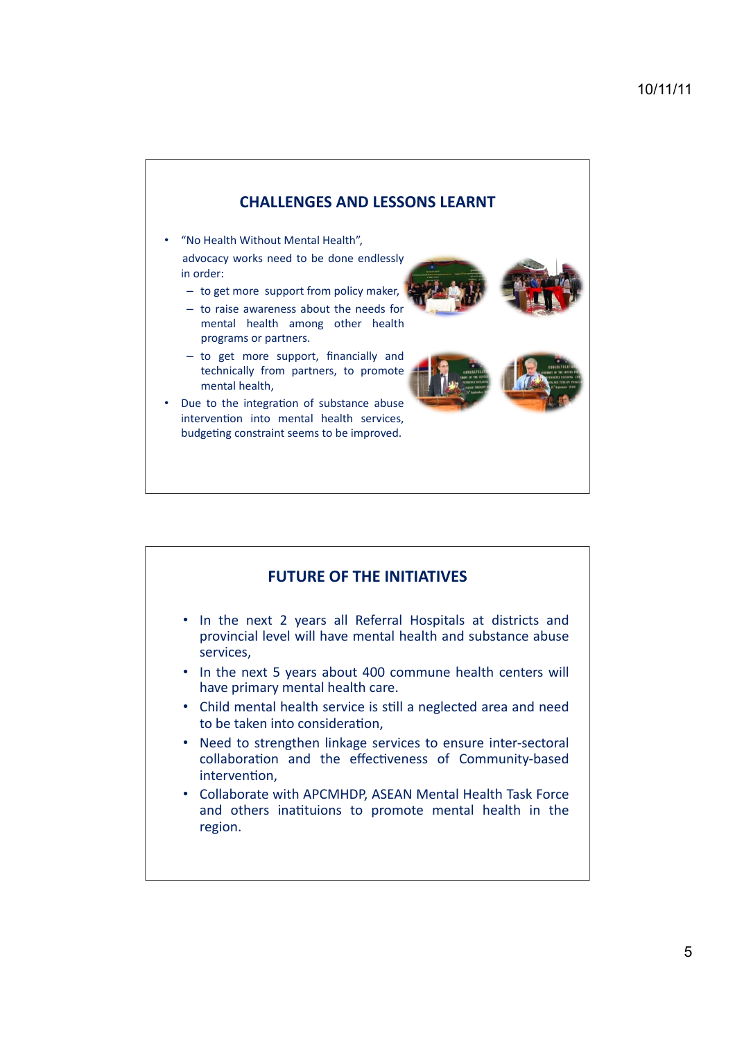## CHALLENGES AND LESSONS LEARNT

- "No Health Without Mental Health", advocacy works need to be done endlessly in order:
  - to get more support from policy maker,
  - to raise awareness about the needs for mental health among other health programs or partners.
  - to get more support, financially and technically from partners, to promote mental health,
- Due to the integration of substance abuse intervention into mental health services, budgeting constraint seems to be improved.

## FUTURE OF THE INITIATIVES

- In the next 2 years all Referral Hospitals at districts and provincial level will have mental health and substance abuse services,
- In the next 5 years about 400 commune health centers will have primary mental health care.
- Child mental health service is still a neglected area and need to be taken into consideration,
- Need to strengthen linkage services to ensure inter-sectoral collaboration and the effectiveness of Community-based intervention,
- Collaborate with APCMHDP, ASEAN Mental Health Task Force and others inatituions to promote mental health in the region.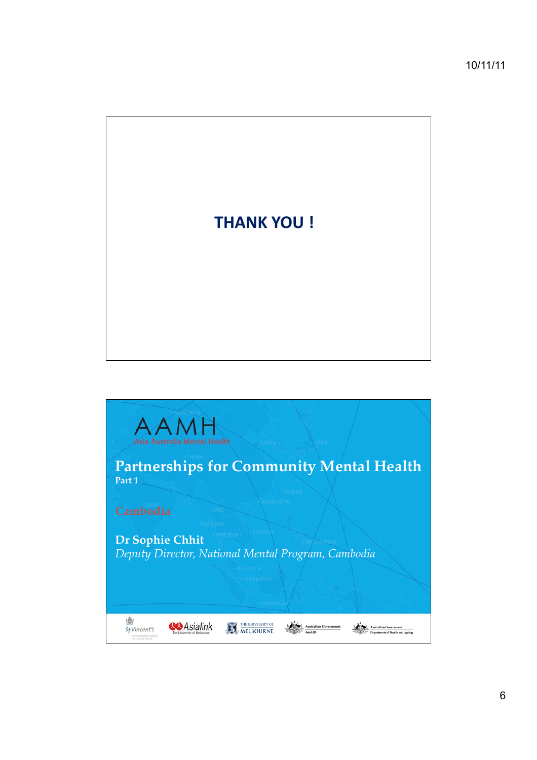**THANK YOU !**

AAMH

Asia Australia Mental Health

# Partnerships for Community Mental Health

**Part 1**

Cambodia

**Dr Sophie Chhit**

*Deputy Director, National Mental Program, Cambodia*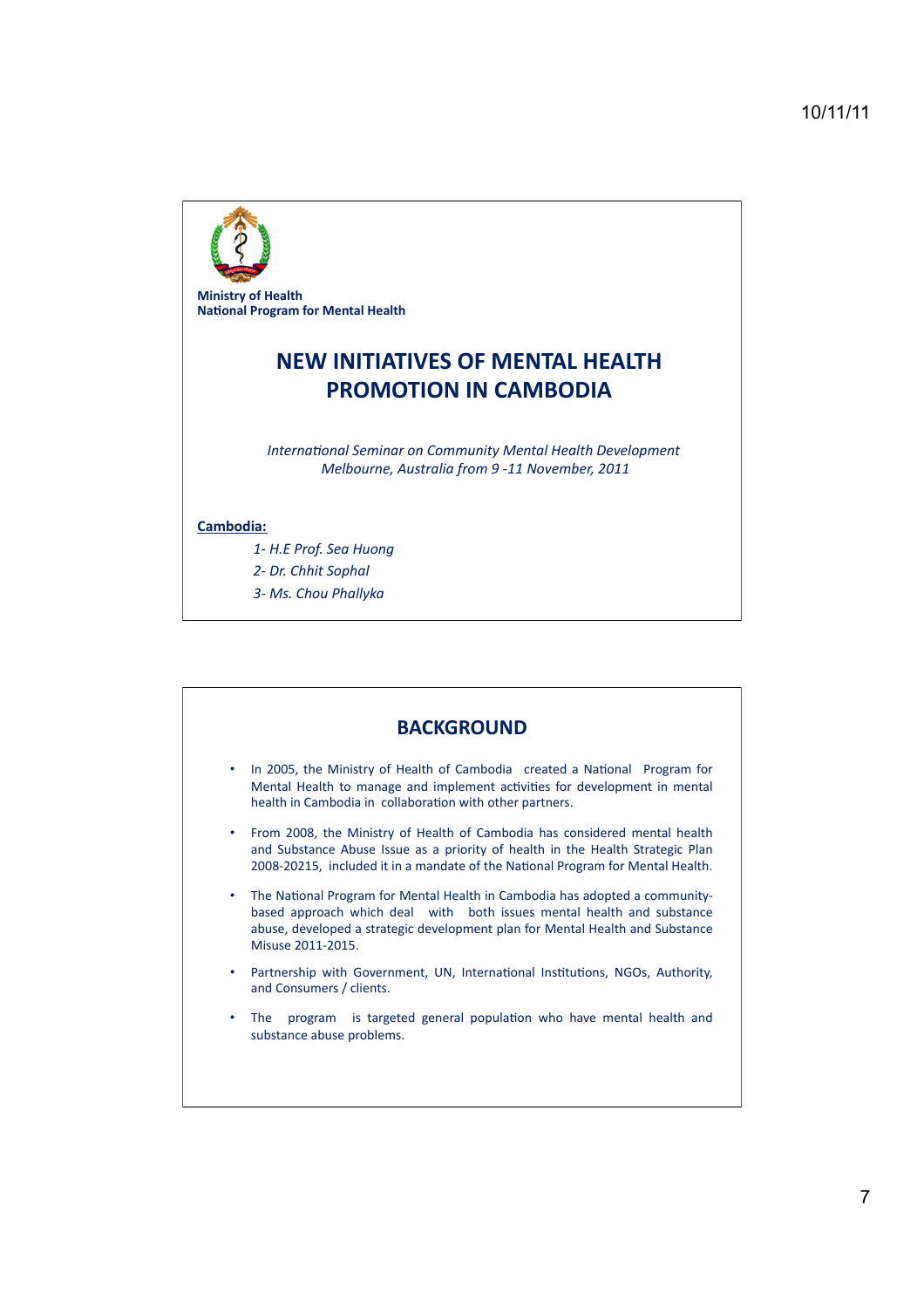**Ministry of Health**
**National Program for Mental Health**

# NEW INITIATIVES OF MENTAL HEALTH PROMOTION IN CAMBODIA

*International Seminar on Community Mental Health Development*
*Melbourne, Australia from 9 -11 November, 2011*

**Cambodia:**

*1- H.E Prof. Sea Huong*
*2- Dr. Chhit Sophal*
*3- Ms. Chou Phallyka*

## BACKGROUND

- In 2005, the Ministry of Health of Cambodia created a National Program for Mental Health to manage and implement activities for development in mental health in Cambodia in collaboration with other partners.
- From 2008, the Ministry of Health of Cambodia has considered mental health and Substance Abuse Issue as a priority of health in the Health Strategic Plan 2008-20215, included it in a mandate of the National Program for Mental Health.
- The National Program for Mental Health in Cambodia has adopted a community-based approach which deal with both issues mental health and substance abuse, developed a strategic development plan for Mental Health and Substance Misuse 2011-2015.
- Partnership with Government, UN, International Institutions, NGOs, Authority, and Consumers / clients.
- The program is targeted general population who have mental health and substance abuse problems.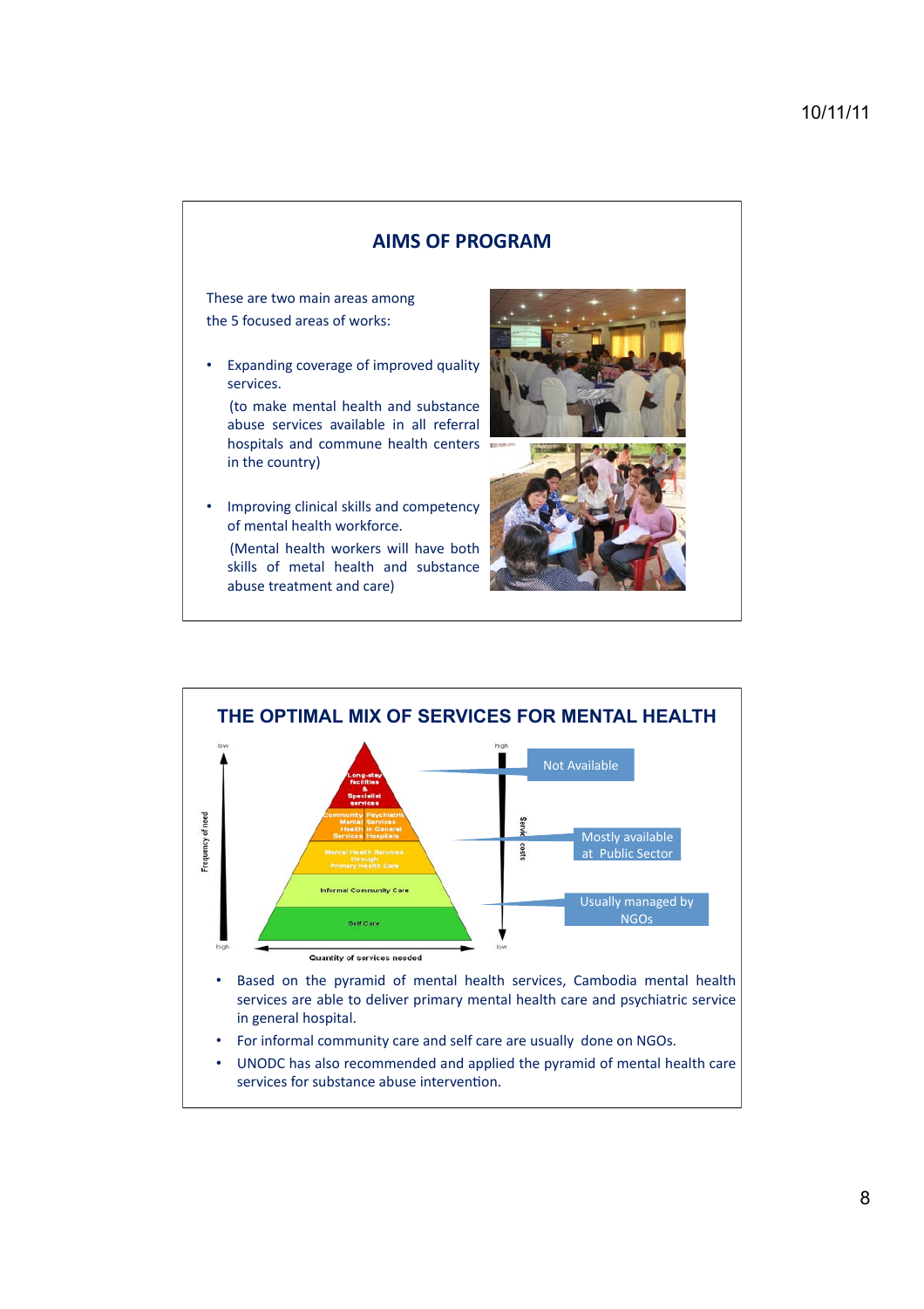## AIMS OF PROGRAM

These are two main areas among the 5 focused areas of works:

- Expanding coverage of improved quality services.

  (to make mental health and substance abuse services available in all referral hospitals and commune health centers in the country)

- Improving clinical skills and competency of mental health workforce.

  (Mental health workers will have both skills of metal health and substance abuse treatment and care)

## THE OPTIMAL MIX OF SERVICES FOR MENTAL HEALTH

Frequency of need (low → high)

- Long-stay facilities & Specialist services — Not Available
- Community Mental Health Services / Psychiatric Services in General Hospitals — Mostly available at Public Sector
- Mental Health Services through Primary Health Care
- Informal Community Care — Usually managed by NGOs
- Self Care

Quantity of services needed

Service costs (high → low)

- Based on the pyramid of mental health services, Cambodia mental health services are able to deliver primary mental health care and psychiatric service in general hospital.
- For informal community care and self care are usually done on NGOs.
- UNODC has also recommended and applied the pyramid of mental health care services for substance abuse intervention.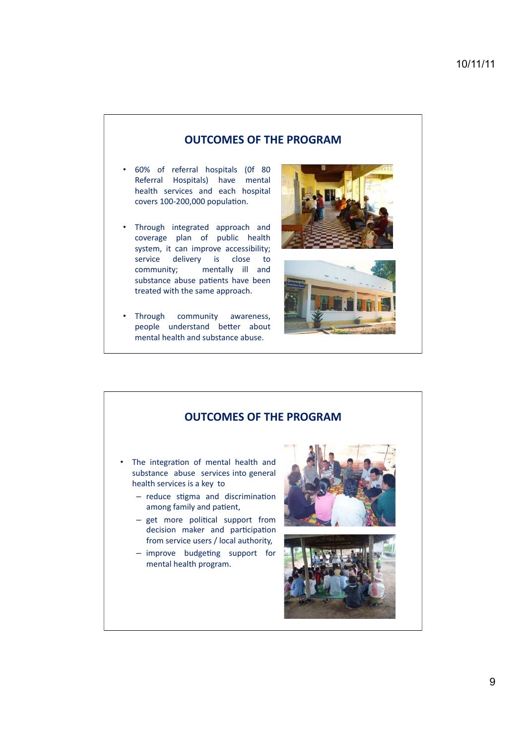## OUTCOMES OF THE PROGRAM

- 60% of referral hospitals (0f 80 Referral Hospitals) have mental health services and each hospital covers 100-200,000 population.
- Through integrated approach and coverage plan of public health system, it can improve accessibility; service delivery is close to community; mentally ill and substance abuse patients have been treated with the same approach.
- Through community awareness, people understand better about mental health and substance abuse.

## OUTCOMES OF THE PROGRAM

- The integration of mental health and substance abuse services into general health services is a key to
  - reduce stigma and discrimination among family and patient,
  - get more political support from decision maker and participation from service users / local authority,
  - improve budgeting support for mental health program.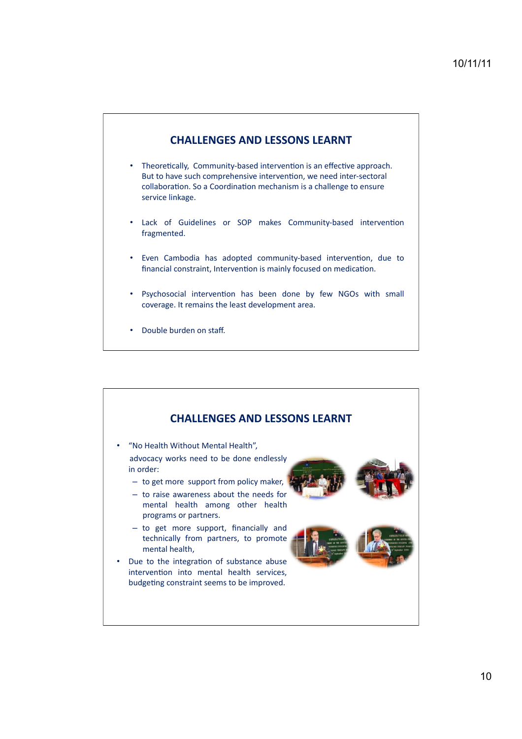## CHALLENGES AND LESSONS LEARNT

- Theoretically, Community-based intervention is an effective approach. But to have such comprehensive intervention, we need inter-sectoral collaboration. So a Coordination mechanism is a challenge to ensure service linkage.
- Lack of Guidelines or SOP makes Community-based intervention fragmented.
- Even Cambodia has adopted community-based intervention, due to financial constraint, Intervention is mainly focused on medication.
- Psychosocial intervention has been done by few NGOs with small coverage. It remains the least development area.
- Double burden on staff.

## CHALLENGES AND LESSONS LEARNT

- "No Health Without Mental Health", advocacy works need to be done endlessly in order:
  - to get more support from policy maker,
  - to raise awareness about the needs for mental health among other health programs or partners.
  - to get more support, financially and technically from partners, to promote mental health,
- Due to the integration of substance abuse intervention into mental health services, budgeting constraint seems to be improved.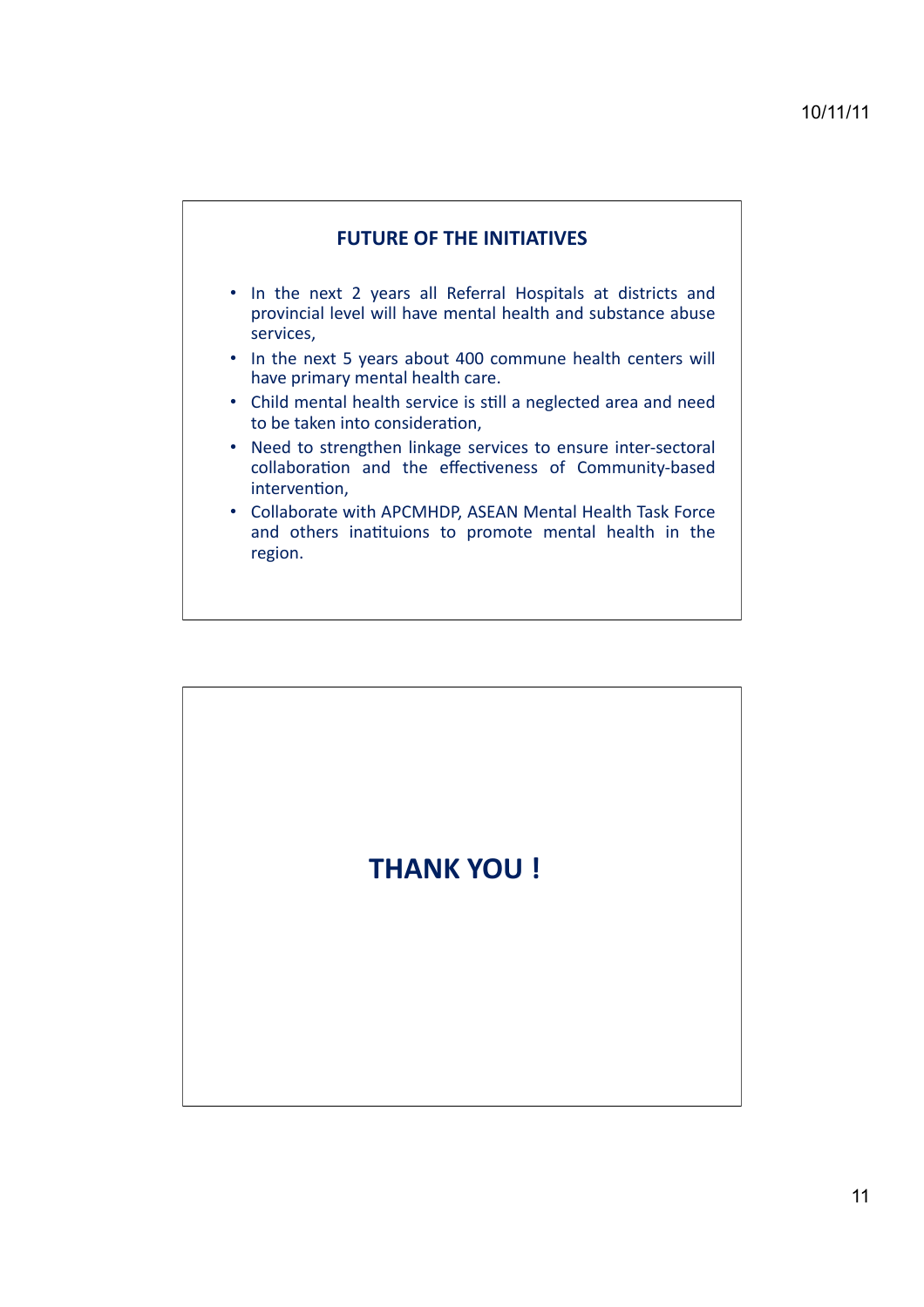## FUTURE OF THE INITIATIVES

- In the next 2 years all Referral Hospitals at districts and provincial level will have mental health and substance abuse services,
- In the next 5 years about 400 commune health centers will have primary mental health care.
- Child mental health service is still a neglected area and need to be taken into consideration,
- Need to strengthen linkage services to ensure inter-sectoral collaboration and the effectiveness of Community-based intervention,
- Collaborate with APCMHDP, ASEAN Mental Health Task Force and others inatituions to promote mental health in the region.

## THANK YOU !